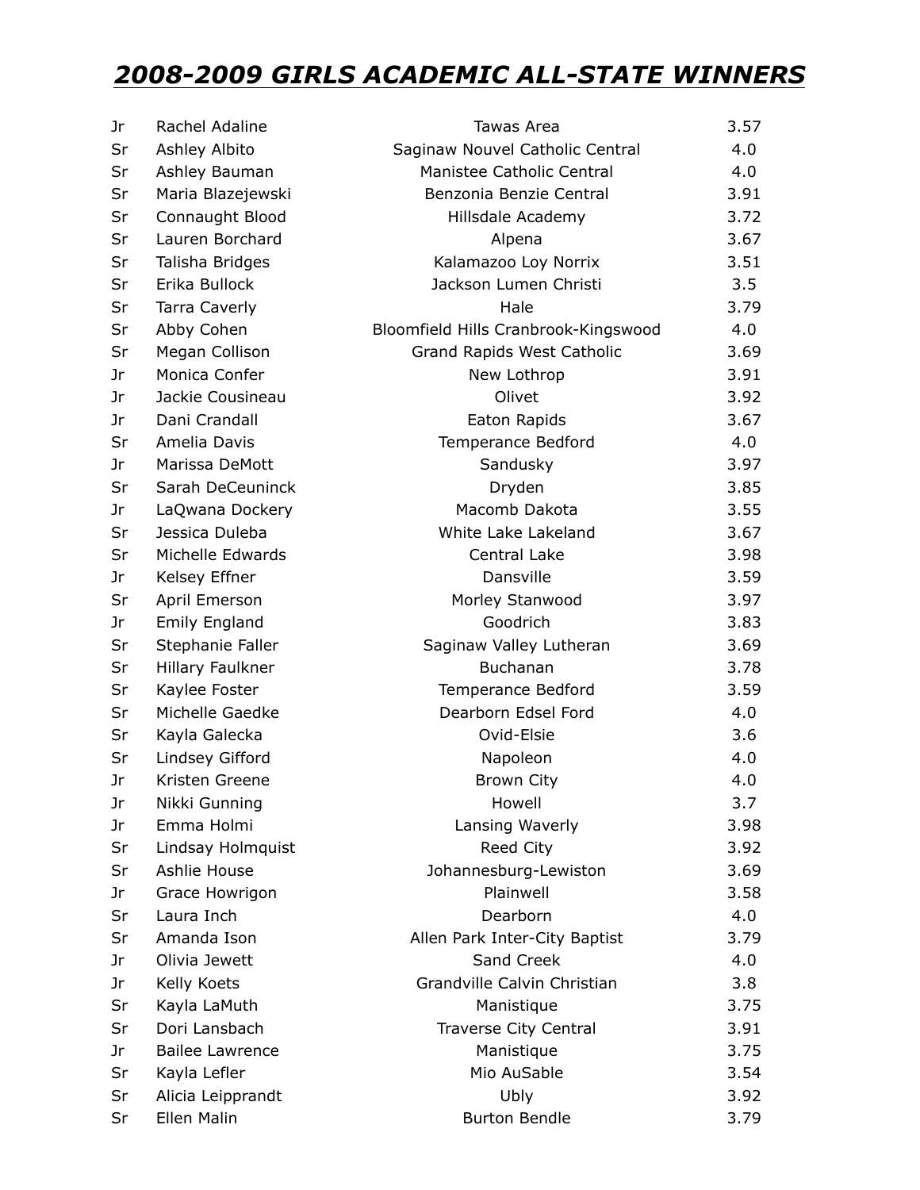## *2008-2009 GIRLS ACADEMIC ALL-STATE WINNERS*

| | | | |
|---|---|---|---|
| Jr | Rachel Adaline | Tawas Area | 3.57 |
| Sr | Ashley Albito | Saginaw Nouvel Catholic Central | 4.0 |
| Sr | Ashley Bauman | Manistee Catholic Central | 4.0 |
| Sr | Maria Blazejewski | Benzonia Benzie Central | 3.91 |
| Sr | Connaught Blood | Hillsdale Academy | 3.72 |
| Sr | Lauren Borchard | Alpena | 3.67 |
| Sr | Talisha Bridges | Kalamazoo Loy Norrix | 3.51 |
| Sr | Erika Bullock | Jackson Lumen Christi | 3.5 |
| Sr | Tarra Caverly | Hale | 3.79 |
| Sr | Abby Cohen | Bloomfield Hills Cranbrook-Kingswood | 4.0 |
| Sr | Megan Collison | Grand Rapids West Catholic | 3.69 |
| Jr | Monica Confer | New Lothrop | 3.91 |
| Jr | Jackie Cousineau | Olivet | 3.92 |
| Jr | Dani Crandall | Eaton Rapids | 3.67 |
| Sr | Amelia Davis | Temperance Bedford | 4.0 |
| Jr | Marissa DeMott | Sandusky | 3.97 |
| Sr | Sarah DeCeuninck | Dryden | 3.85 |
| Jr | LaQwana Dockery | Macomb Dakota | 3.55 |
| Sr | Jessica Duleba | White Lake Lakeland | 3.67 |
| Sr | Michelle Edwards | Central Lake | 3.98 |
| Jr | Kelsey Effner | Dansville | 3.59 |
| Sr | April Emerson | Morley Stanwood | 3.97 |
| Jr | Emily England | Goodrich | 3.83 |
| Sr | Stephanie Faller | Saginaw Valley Lutheran | 3.69 |
| Sr | Hillary Faulkner | Buchanan | 3.78 |
| Sr | Kaylee Foster | Temperance Bedford | 3.59 |
| Sr | Michelle Gaedke | Dearborn Edsel Ford | 4.0 |
| Sr | Kayla Galecka | Ovid-Elsie | 3.6 |
| Sr | Lindsey Gifford | Napoleon | 4.0 |
| Jr | Kristen Greene | Brown City | 4.0 |
| Jr | Nikki Gunning | Howell | 3.7 |
| Jr | Emma Holmi | Lansing Waverly | 3.98 |
| Sr | Lindsay Holmquist | Reed City | 3.92 |
| Sr | Ashlie House | Johannesburg-Lewiston | 3.69 |
| Jr | Grace Howrigon | Plainwell | 3.58 |
| Sr | Laura Inch | Dearborn | 4.0 |
| Sr | Amanda Ison | Allen Park Inter-City Baptist | 3.79 |
| Jr | Olivia Jewett | Sand Creek | 4.0 |
| Jr | Kelly Koets | Grandville Calvin Christian | 3.8 |
| Sr | Kayla LaMuth | Manistique | 3.75 |
| Sr | Dori Lansbach | Traverse City Central | 3.91 |
| Jr | Bailee Lawrence | Manistique | 3.75 |
| Sr | Kayla Lefler | Mio AuSable | 3.54 |
| Sr | Alicia Leipprandt | Ubly | 3.92 |
| Sr | Ellen Malin | Burton Bendle | 3.79 |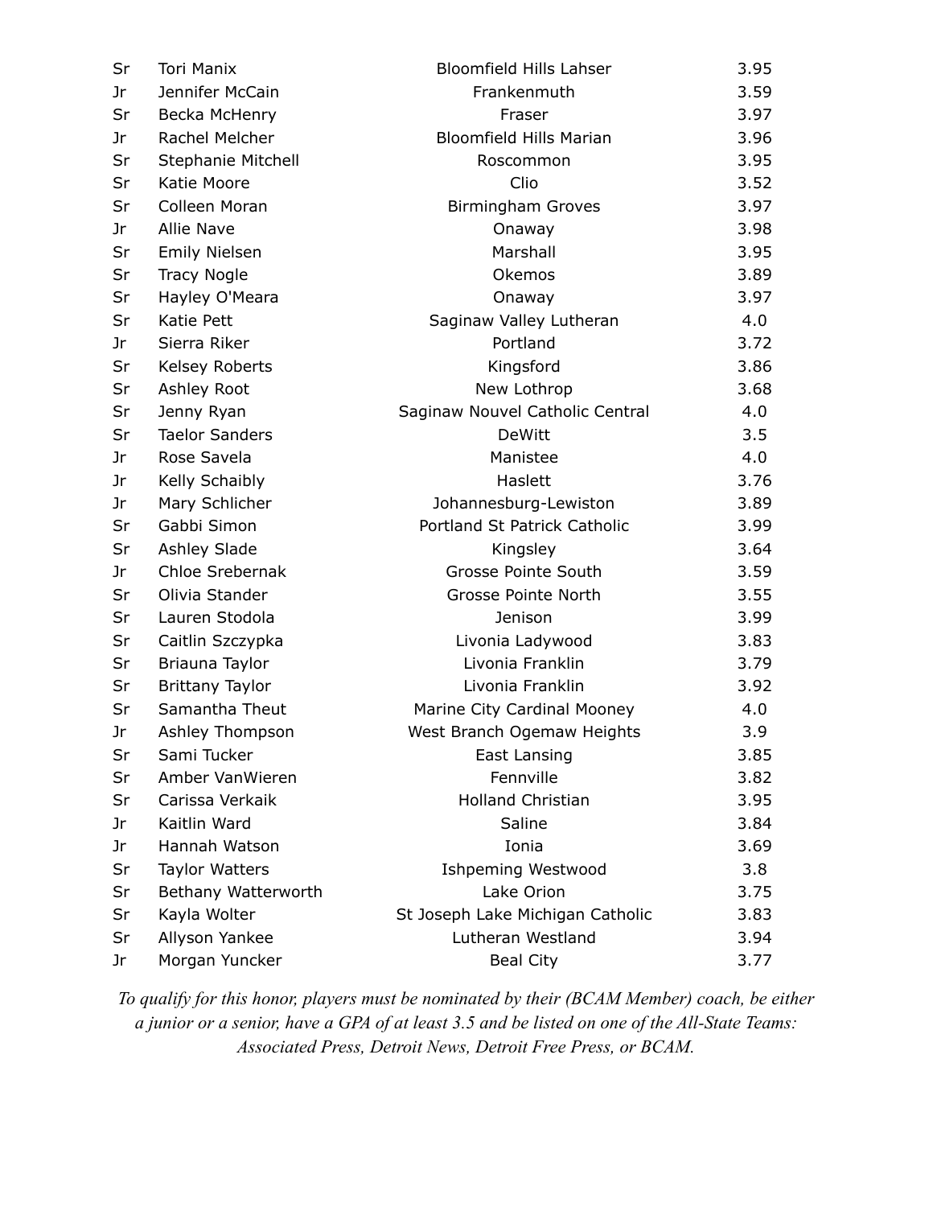| | | | |
|---|---|---|---|
| Sr | Tori Manix | Bloomfield Hills Lahser | 3.95 |
| Jr | Jennifer McCain | Frankenmuth | 3.59 |
| Sr | Becka McHenry | Fraser | 3.97 |
| Jr | Rachel Melcher | Bloomfield Hills Marian | 3.96 |
| Sr | Stephanie Mitchell | Roscommon | 3.95 |
| Sr | Katie Moore | Clio | 3.52 |
| Sr | Colleen Moran | Birmingham Groves | 3.97 |
| Jr | Allie Nave | Onaway | 3.98 |
| Sr | Emily Nielsen | Marshall | 3.95 |
| Sr | Tracy Nogle | Okemos | 3.89 |
| Sr | Hayley O'Meara | Onaway | 3.97 |
| Sr | Katie Pett | Saginaw Valley Lutheran | 4.0 |
| Jr | Sierra Riker | Portland | 3.72 |
| Sr | Kelsey Roberts | Kingsford | 3.86 |
| Sr | Ashley Root | New Lothrop | 3.68 |
| Sr | Jenny Ryan | Saginaw Nouvel Catholic Central | 4.0 |
| Sr | Taelor Sanders | DeWitt | 3.5 |
| Jr | Rose Savela | Manistee | 4.0 |
| Jr | Kelly Schaibly | Haslett | 3.76 |
| Jr | Mary Schlicher | Johannesburg-Lewiston | 3.89 |
| Sr | Gabbi Simon | Portland St Patrick Catholic | 3.99 |
| Sr | Ashley Slade | Kingsley | 3.64 |
| Jr | Chloe Srebernak | Grosse Pointe South | 3.59 |
| Sr | Olivia Stander | Grosse Pointe North | 3.55 |
| Sr | Lauren Stodola | Jenison | 3.99 |
| Sr | Caitlin Szczypka | Livonia Ladywood | 3.83 |
| Sr | Briauna Taylor | Livonia Franklin | 3.79 |
| Sr | Brittany Taylor | Livonia Franklin | 3.92 |
| Sr | Samantha Theut | Marine City Cardinal Mooney | 4.0 |
| Jr | Ashley Thompson | West Branch Ogemaw Heights | 3.9 |
| Sr | Sami Tucker | East Lansing | 3.85 |
| Sr | Amber VanWieren | Fennville | 3.82 |
| Sr | Carissa Verkaik | Holland Christian | 3.95 |
| Jr | Kaitlin Ward | Saline | 3.84 |
| Jr | Hannah Watson | Ionia | 3.69 |
| Sr | Taylor Watters | Ishpeming Westwood | 3.8 |
| Sr | Bethany Watterworth | Lake Orion | 3.75 |
| Sr | Kayla Wolter | St Joseph Lake Michigan Catholic | 3.83 |
| Sr | Allyson Yankee | Lutheran Westland | 3.94 |
| Jr | Morgan Yuncker | Beal City | 3.77 |

*To qualify for this honor, players must be nominated by their (BCAM Member) coach, be either a junior or a senior, have a GPA of at least 3.5 and be listed on one of the All-State Teams: Associated Press, Detroit News, Detroit Free Press, or BCAM.*